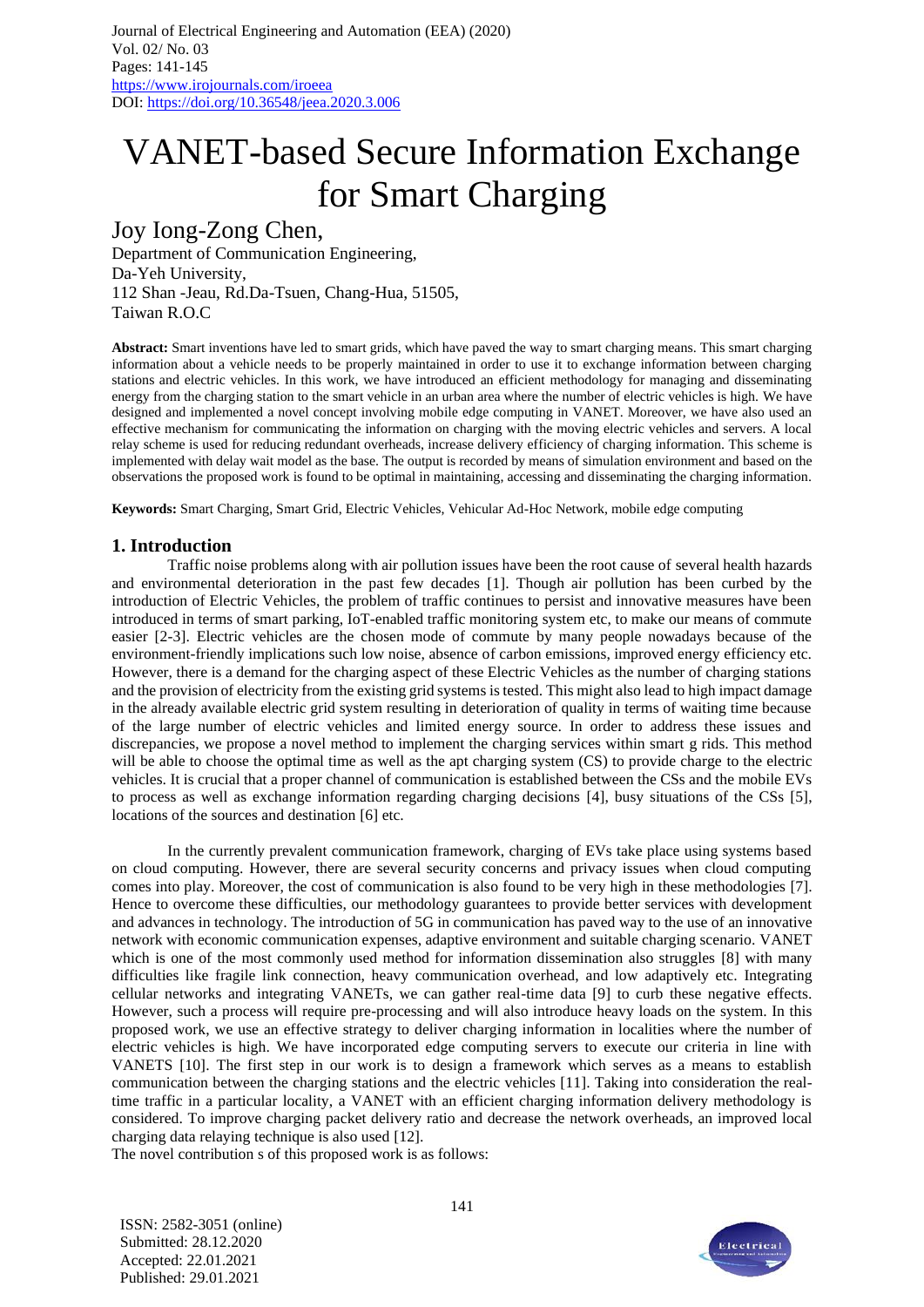# VANET-based Secure Information Exchange for Smart Charging

## Joy Iong-Zong Chen,

Department of Communication Engineering,
Da-Yeh University,
112 Shan -Jeau, Rd.Da-Tsuen, Chang-Hua, 51505,
Taiwan R.O.C

**Abstract:** Smart inventions have led to smart grids, which have paved the way to smart charging means. This smart charging information about a vehicle needs to be properly maintained in order to use it to exchange information between charging stations and electric vehicles. In this work, we have introduced an efficient methodology for managing and disseminating energy from the charging station to the smart vehicle in an urban area where the number of electric vehicles is high. We have designed and implemented a novel concept involving mobile edge computing in VANET. Moreover, we have also used an effective mechanism for communicating the information on charging with the moving electric vehicles and servers. A local relay scheme is used for reducing redundant overheads, increase delivery efficiency of charging information. This scheme is implemented with delay wait model as the base. The output is recorded by means of simulation environment and based on the observations the proposed work is found to be optimal in maintaining, accessing and disseminating the charging information.

**Keywords:** Smart Charging, Smart Grid, Electric Vehicles, Vehicular Ad-Hoc Network, mobile edge computing

## 1. Introduction

Traffic noise problems along with air pollution issues have been the root cause of several health hazards and environmental deterioration in the past few decades [1]. Though air pollution has been curbed by the introduction of Electric Vehicles, the problem of traffic continues to persist and innovative measures have been introduced in terms of smart parking, IoT-enabled traffic monitoring system etc, to make our means of commute easier [2-3]. Electric vehicles are the chosen mode of commute by many people nowadays because of the environment-friendly implications such low noise, absence of carbon emissions, improved energy efficiency etc. However, there is a demand for the charging aspect of these Electric Vehicles as the number of charging stations and the provision of electricity from the existing grid systems is tested. This might also lead to high impact damage in the already available electric grid system resulting in deterioration of quality in terms of waiting time because of the large number of electric vehicles and limited energy source. In order to address these issues and discrepancies, we propose a novel method to implement the charging services within smart g rids. This method will be able to choose the optimal time as well as the apt charging system (CS) to provide charge to the electric vehicles. It is crucial that a proper channel of communication is established between the CSs and the mobile EVs to process as well as exchange information regarding charging decisions [4], busy situations of the CSs [5], locations of the sources and destination [6] etc.

In the currently prevalent communication framework, charging of EVs take place using systems based on cloud computing. However, there are several security concerns and privacy issues when cloud computing comes into play. Moreover, the cost of communication is also found to be very high in these methodologies [7]. Hence to overcome these difficulties, our methodology guarantees to provide better services with development and advances in technology. The introduction of 5G in communication has paved way to the use of an innovative network with economic communication expenses, adaptive environment and suitable charging scenario. VANET which is one of the most commonly used method for information dissemination also struggles [8] with many difficulties like fragile link connection, heavy communication overhead, and low adaptively etc. Integrating cellular networks and integrating VANETs, we can gather real-time data [9] to curb these negative effects. However, such a process will require pre-processing and will also introduce heavy loads on the system. In this proposed work, we use an effective strategy to deliver charging information in localities where the number of electric vehicles is high. We have incorporated edge computing servers to execute our criteria in line with VANETS [10]. The first step in our work is to design a framework which serves as a means to establish communication between the charging stations and the electric vehicles [11]. Taking into consideration the real-time traffic in a particular locality, a VANET with an efficient charging information delivery methodology is considered. To improve charging packet delivery ratio and decrease the network overheads, an improved local charging data relaying technique is also used [12].

The novel contribution s of this proposed work is as follows: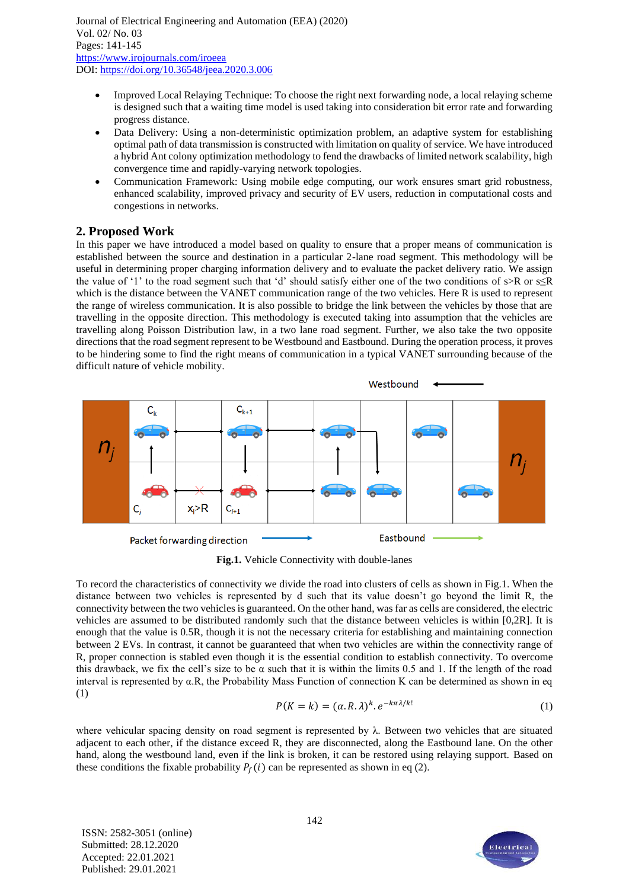- Improved Local Relaying Technique: To choose the right next forwarding node, a local relaying scheme is designed such that a waiting time model is used taking into consideration bit error rate and forwarding progress distance.
- Data Delivery: Using a non-deterministic optimization problem, an adaptive system for establishing optimal path of data transmission is constructed with limitation on quality of service. We have introduced a hybrid Ant colony optimization methodology to fend the drawbacks of limited network scalability, high convergence time and rapidly-varying network topologies.
- Communication Framework: Using mobile edge computing, our work ensures smart grid robustness, enhanced scalability, improved privacy and security of EV users, reduction in computational costs and congestions in networks.

## 2. Proposed Work

In this paper we have introduced a model based on quality to ensure that a proper means of communication is established between the source and destination in a particular 2-lane road segment. This methodology will be useful in determining proper charging information delivery and to evaluate the packet delivery ratio. We assign the value of '1' to the road segment such that 'd' should satisfy either one of the two conditions of s>R or s≤R which is the distance between the VANET communication range of the two vehicles. Here R is used to represent the range of wireless communication. It is also possible to bridge the link between the vehicles by those that are travelling in the opposite direction. This methodology is executed taking into assumption that the vehicles are travelling along Poisson Distribution law, in a two lane road segment. Further, we also take the two opposite directions that the road segment represent to be Westbound and Eastbound. During the operation process, it proves to be hindering some to find the right means of communication in a typical VANET surrounding because of the difficult nature of vehicle mobility.

**Fig.1.** Vehicle Connectivity with double-lanes

To record the characteristics of connectivity we divide the road into clusters of cells as shown in Fig.1. When the distance between two vehicles is represented by d such that its value doesn't go beyond the limit R, the connectivity between the two vehicles is guaranteed. On the other hand, was far as cells are considered, the electric vehicles are assumed to be distributed randomly such that the distance between vehicles is within [0,2R]. It is enough that the value is 0.5R, though it is not the necessary criteria for establishing and maintaining connection between 2 EVs. In contrast, it cannot be guaranteed that when two vehicles are within the connectivity range of R, proper connection is stabled even though it is the essential condition to establish connectivity. To overcome this drawback, we fix the cell's size to be α such that it is within the limits 0.5 and 1. If the length of the road interval is represented by α.R, the Probability Mass Function of connection K can be determined as shown in eq (1)

$$P(K = k) = (\alpha.R.\lambda)^k.e^{-k\pi\lambda/k!} \tag{1}$$

where vehicular spacing density on road segment is represented by λ. Between two vehicles that are situated adjacent to each other, if the distance exceed R, they are disconnected, along the Eastbound lane. On the other hand, along the westbound land, even if the link is broken, it can be restored using relaying support. Based on these conditions the fixable probability $P_f(i)$ can be represented as shown in eq (2).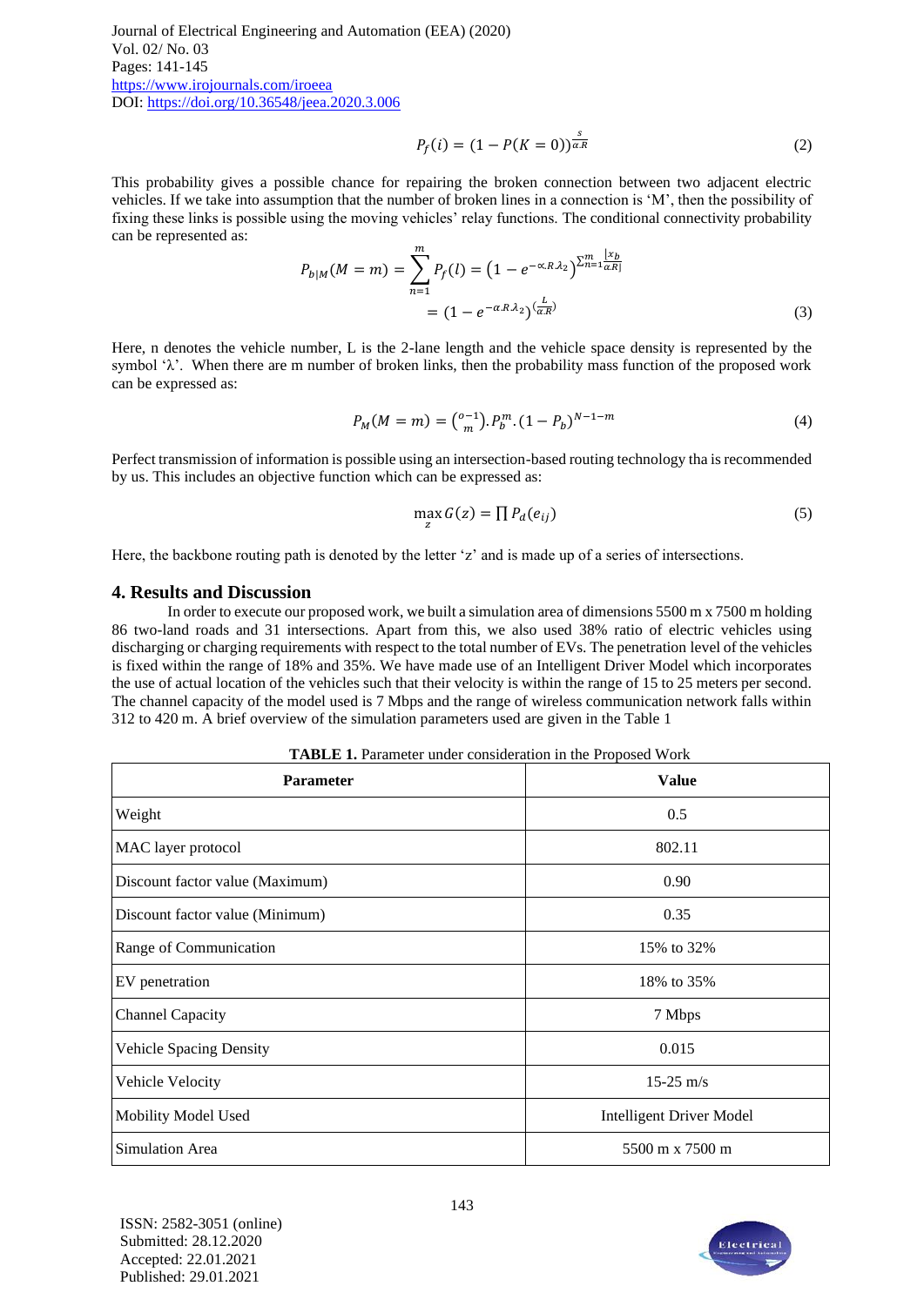$$P_f(i) = (1 - P(K=0))^{\frac{s}{\alpha.R}} \tag{2}$$

This probability gives a possible chance for repairing the broken connection between two adjacent electric vehicles. If we take into assumption that the number of broken lines in a connection is 'M', then the possibility of fixing these links is possible using the moving vehicles' relay functions. The conditional connectivity probability can be represented as:

$$P_{b|M}(M=m) = \sum_{n=1}^{m} P_f(l) = \left(1 - e^{-\alpha.R.\lambda_2}\right)^{\sum_{n=1}^{m} \frac{\lfloor x_b}{\alpha.R \rfloor}}$$
$$= (1 - e^{-\alpha.R.\lambda_2})^{\left(\frac{L}{\alpha.R}\right)} \tag{3}$$

Here, n denotes the vehicle number, L is the 2-lane length and the vehicle space density is represented by the symbol 'λ'. When there are m number of broken links, then the probability mass function of the proposed work can be expressed as:

$$P_M(M=m) = \binom{o-1}{m}.P_b^m.(1-P_b)^{N-1-m} \tag{4}$$

Perfect transmission of information is possible using an intersection-based routing technology tha is recommended by us. This includes an objective function which can be expressed as:

$$\max_z G(z) = \prod P_d(e_{ij}) \tag{5}$$

Here, the backbone routing path is denoted by the letter 'z' and is made up of a series of intersections.

## 4. Results and Discussion

In order to execute our proposed work, we built a simulation area of dimensions 5500 m x 7500 m holding 86 two-land roads and 31 intersections. Apart from this, we also used 38% ratio of electric vehicles using discharging or charging requirements with respect to the total number of EVs. The penetration level of the vehicles is fixed within the range of 18% and 35%. We have made use of an Intelligent Driver Model which incorporates the use of actual location of the vehicles such that their velocity is within the range of 15 to 25 meters per second. The channel capacity of the model used is 7 Mbps and the range of wireless communication network falls within 312 to 420 m. A brief overview of the simulation parameters used are given in the Table 1

**TABLE 1.** Parameter under consideration in the Proposed Work

| Parameter | Value |
|---|---|
| Weight | 0.5 |
| MAC layer protocol | 802.11 |
| Discount factor value (Maximum) | 0.90 |
| Discount factor value (Minimum) | 0.35 |
| Range of Communication | 15% to 32% |
| EV penetration | 18% to 35% |
| Channel Capacity | 7 Mbps |
| Vehicle Spacing Density | 0.015 |
| Vehicle Velocity | 15-25 m/s |
| Mobility Model Used | Intelligent Driver Model |
| Simulation Area | 5500 m x 7500 m |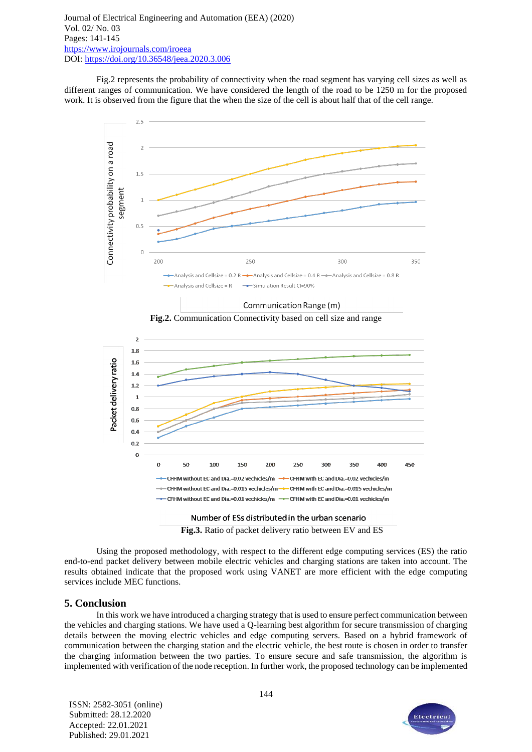Fig.2 represents the probability of connectivity when the road segment has varying cell sizes as well as different ranges of communication. We have considered the length of the road to be 1250 m for the proposed work. It is observed from the figure that the when the size of the cell is about half that of the cell range.

**Fig.2.** Communication Connectivity based on cell size and range

**Fig.3.** Ratio of packet delivery ratio between EV and ES

Using the proposed methodology, with respect to the different edge computing services (ES) the ratio end-to-end packet delivery between mobile electric vehicles and charging stations are taken into account. The results obtained indicate that the proposed work using VANET are more efficient with the edge computing services include MEC functions.

## 5. Conclusion

In this work we have introduced a charging strategy that is used to ensure perfect communication between the vehicles and charging stations. We have used a Q-learning best algorithm for secure transmission of charging details between the moving electric vehicles and edge computing servers. Based on a hybrid framework of communication between the charging station and the electric vehicle, the best route is chosen in order to transfer the charging information between the two parties. To ensure secure and safe transmission, the algorithm is implemented with verification of the node reception. In further work, the proposed technology can be implemented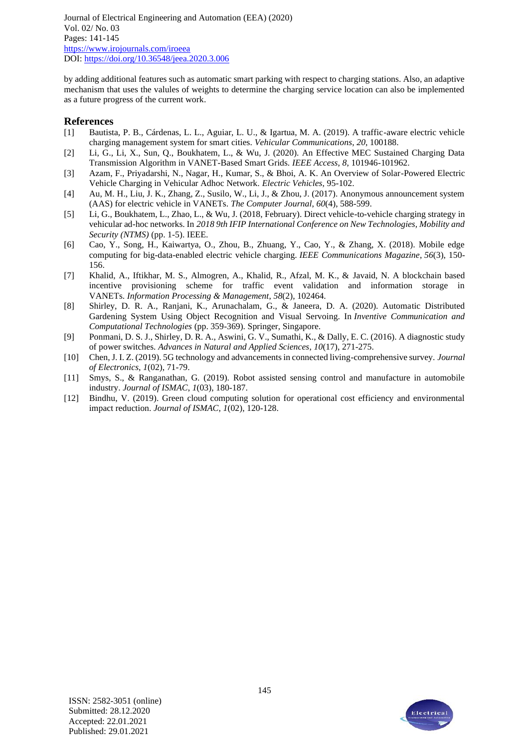by adding additional features such as automatic smart parking with respect to charging stations. Also, an adaptive mechanism that uses the valules of weights to determine the charging service location can also be implemented as a future progress of the current work.

## References

[1] Bautista, P. B., Cárdenas, L. L., Aguiar, L. U., & Igartua, M. A. (2019). A traffic-aware electric vehicle charging management system for smart cities. *Vehicular Communications*, *20*, 100188.

[2] Li, G., Li, X., Sun, Q., Boukhatem, L., & Wu, J. (2020). An Effective MEC Sustained Charging Data Transmission Algorithm in VANET-Based Smart Grids. *IEEE Access*, *8*, 101946-101962.

[3] Azam, F., Priyadarshi, N., Nagar, H., Kumar, S., & Bhoi, A. K. An Overview of Solar-Powered Electric Vehicle Charging in Vehicular Adhoc Network. *Electric Vehicles*, 95-102.

[4] Au, M. H., Liu, J. K., Zhang, Z., Susilo, W., Li, J., & Zhou, J. (2017). Anonymous announcement system (AAS) for electric vehicle in VANETs. *The Computer Journal*, *60*(4), 588-599.

[5] Li, G., Boukhatem, L., Zhao, L., & Wu, J. (2018, February). Direct vehicle-to-vehicle charging strategy in vehicular ad-hoc networks. In *2018 9th IFIP International Conference on New Technologies, Mobility and Security (NTMS)* (pp. 1-5). IEEE.

[6] Cao, Y., Song, H., Kaiwartya, O., Zhou, B., Zhuang, Y., Cao, Y., & Zhang, X. (2018). Mobile edge computing for big-data-enabled electric vehicle charging. *IEEE Communications Magazine*, *56*(3), 150-156.

[7] Khalid, A., Iftikhar, M. S., Almogren, A., Khalid, R., Afzal, M. K., & Javaid, N. A blockchain based incentive provisioning scheme for traffic event validation and information storage in VANETs. *Information Processing & Management*, *58*(2), 102464.

[8] Shirley, D. R. A., Ranjani, K., Arunachalam, G., & Janeera, D. A. (2020). Automatic Distributed Gardening System Using Object Recognition and Visual Servoing. In *Inventive Communication and Computational Technologies* (pp. 359-369). Springer, Singapore.

[9] Ponmani, D. S. J., Shirley, D. R. A., Aswini, G. V., Sumathi, K., & Dally, E. C. (2016). A diagnostic study of power switches. *Advances in Natural and Applied Sciences*, *10*(17), 271-275.

[10] Chen, J. I. Z. (2019). 5G technology and advancements in connected living-comprehensive survey. *Journal of Electronics*, *1*(02), 71-79.

[11] Smys, S., & Ranganathan, G. (2019). Robot assisted sensing control and manufacture in automobile industry. *Journal of ISMAC*, *1*(03), 180-187.

[12] Bindhu, V. (2019). Green cloud computing solution for operational cost efficiency and environmental impact reduction. *Journal of ISMAC*, *1*(02), 120-128.

ISSN: 2582-3051 (online)
Submitted: 28.12.2020
Accepted: 22.01.2021
Published: 29.01.2021